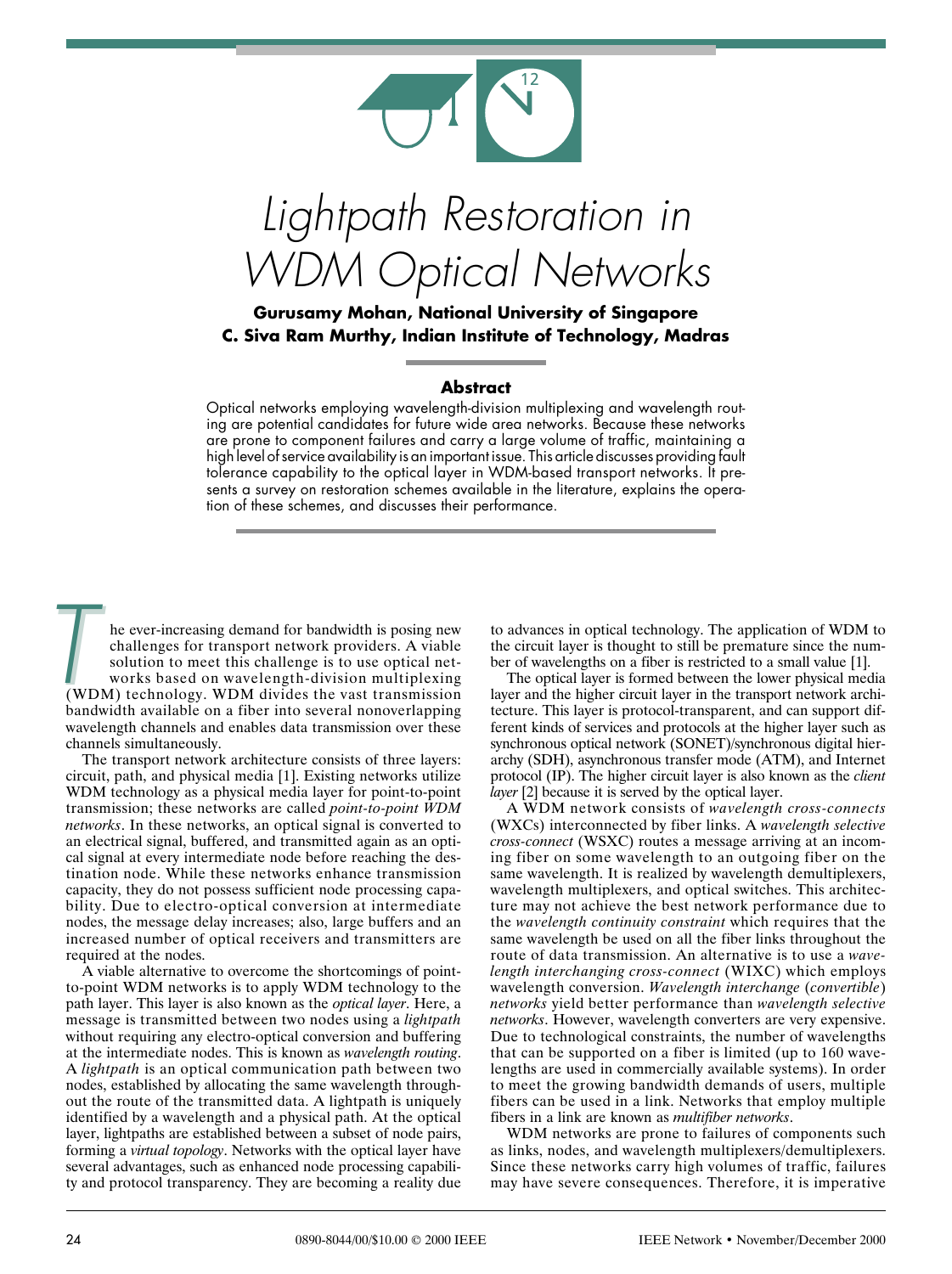# Lightpath Restoration in WDM Optical Networks

**Gurusamy Mohan, National University of Singapore**
**C. Siva Ram Murthy, Indian Institute of Technology, Madras**

## Abstract

Optical networks employing wavelength-division multiplexing and wavelength routing are potential candidates for future wide area networks. Because these networks are prone to component failures and carry a large volume of traffic, maintaining a high level of service availability is an important issue. This article discusses providing fault tolerance capability to the optical layer in WDM-based transport networks. It presents a survey on restoration schemes available in the literature, explains the operation of these schemes, and discusses their performance.

The ever-increasing demand for bandwidth is posing new challenges for transport network providers. A viable solution to meet this challenge is to use optical networks based on wavelength-division multiplexing (WDM) technology. WDM divides the vast transmission bandwidth available on a fiber into several nonoverlapping wavelength channels and enables data transmission over these channels simultaneously.

The transport network architecture consists of three layers: circuit, path, and physical media [1]. Existing networks utilize WDM technology as a physical media layer for point-to-point transmission; these networks are called *point-to-point WDM networks*. In these networks, an optical signal is converted to an electrical signal, buffered, and transmitted again as an optical signal at every intermediate node before reaching the destination node. While these networks enhance transmission capacity, they do not possess sufficient node processing capability. Due to electro-optical conversion at intermediate nodes, the message delay increases; also, large buffers and an increased number of optical receivers and transmitters are required at the nodes.

A viable alternative to overcome the shortcomings of point-to-point WDM networks is to apply WDM technology to the path layer. This layer is also known as the *optical layer*. Here, a message is transmitted between two nodes using a *lightpath* without requiring any electro-optical conversion and buffering at the intermediate nodes. This is known as *wavelength routing*. A *lightpath* is an optical communication path between two nodes, established by allocating the same wavelength throughout the route of the transmitted data. A lightpath is uniquely identified by a wavelength and a physical path. At the optical layer, lightpaths are established between a subset of node pairs, forming a *virtual topology*. Networks with the optical layer have several advantages, such as enhanced node processing capability and protocol transparency. They are becoming a reality due to advances in optical technology. The application of WDM to the circuit layer is thought to still be premature since the number of wavelengths on a fiber is restricted to a small value [1].

The optical layer is formed between the lower physical media layer and the higher circuit layer in the transport network architecture. This layer is protocol-transparent, and can support different kinds of services and protocols at the higher layer such as synchronous optical network (SONET)/synchronous digital hierarchy (SDH), asynchronous transfer mode (ATM), and Internet protocol (IP). The higher circuit layer is also known as the *client layer* [2] because it is served by the optical layer.

A WDM network consists of *wavelength cross-connects* (WXCs) interconnected by fiber links. A *wavelength selective cross-connect* (WSXC) routes a message arriving at an incoming fiber on some wavelength to an outgoing fiber on the same wavelength. It is realized by wavelength demultiplexers, wavelength multiplexers, and optical switches. This architecture may not achieve the best network performance due to the *wavelength continuity constraint* which requires that the same wavelength be used on all the fiber links throughout the route of data transmission. An alternative is to use a *wavelength interchanging cross-connect* (WIXC) which employs wavelength conversion. *Wavelength interchange* (*convertible*) *networks* yield better performance than *wavelength selective networks*. However, wavelength converters are very expensive. Due to technological constraints, the number of wavelengths that can be supported on a fiber is limited (up to 160 wavelengths are used in commercially available systems). In order to meet the growing bandwidth demands of users, multiple fibers can be used in a link. Networks that employ multiple fibers in a link are known as *multifiber networks*.

WDM networks are prone to failures of components such as links, nodes, and wavelength multiplexers/demultiplexers. Since these networks carry high volumes of traffic, failures may have severe consequences. Therefore, it is imperative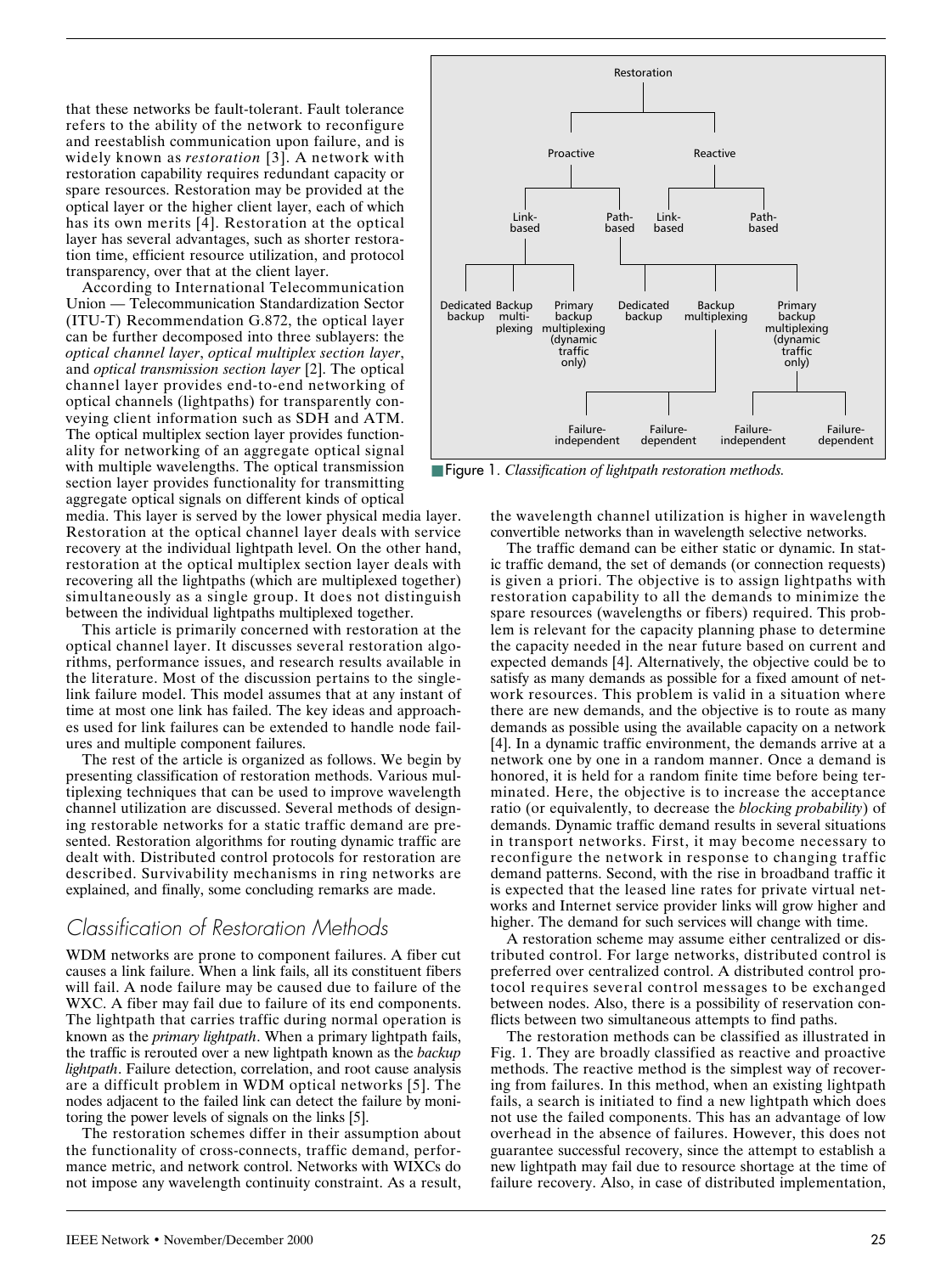that these networks be fault-tolerant. Fault tolerance refers to the ability of the network to reconfigure and reestablish communication upon failure, and is widely known as *restoration* [3]. A network with restoration capability requires redundant capacity or spare resources. Restoration may be provided at the optical layer or the higher client layer, each of which has its own merits [4]. Restoration at the optical layer has several advantages, such as shorter restoration time, efficient resource utilization, and protocol transparency, over that at the client layer.

According to International Telecommunication Union — Telecommunication Standardization Sector (ITU-T) Recommendation G.872, the optical layer can be further decomposed into three sublayers: the *optical channel layer*, *optical multiplex section layer*, and *optical transmission section layer* [2]. The optical channel layer provides end-to-end networking of optical channels (lightpaths) for transparently conveying client information such as SDH and ATM. The optical multiplex section layer provides functionality for networking of an aggregate optical signal with multiple wavelengths. The optical transmission section layer provides functionality for transmitting aggregate optical signals on different kinds of optical media. This layer is served by the lower physical media layer. Restoration at the optical channel layer deals with service recovery at the individual lightpath level. On the other hand, restoration at the optical multiplex section layer deals with recovering all the lightpaths (which are multiplexed together) simultaneously as a single group. It does not distinguish between the individual lightpaths multiplexed together.

This article is primarily concerned with restoration at the optical channel layer. It discusses several restoration algorithms, performance issues, and research results available in the literature. Most of the discussion pertains to the single-link failure model. This model assumes that at any instant of time at most one link has failed. The key ideas and approaches used for link failures can be extended to handle node failures and multiple component failures.

The rest of the article is organized as follows. We begin by presenting classification of restoration methods. Various multiplexing techniques that can be used to improve wavelength channel utilization are discussed. Several methods of designing restorable networks for a static traffic demand are presented. Restoration algorithms for routing dynamic traffic are dealt with. Distributed control protocols for restoration are described. Survivability mechanisms in ring networks are explained, and finally, some concluding remarks are made.

## Classification of Restoration Methods

WDM networks are prone to component failures. A fiber cut causes a link failure. When a link fails, all its constituent fibers will fail. A node failure may be caused due to failure of the WXC. A fiber may fail due to failure of its end components. The lightpath that carries traffic during normal operation is known as the *primary lightpath*. When a primary lightpath fails, the traffic is rerouted over a new lightpath known as the *backup lightpath*. Failure detection, correlation, and root cause analysis are a difficult problem in WDM optical networks [5]. The nodes adjacent to the failed link can detect the failure by monitoring the power levels of signals on the links [5].

The restoration schemes differ in their assumption about the functionality of cross-connects, traffic demand, performance metric, and network control. Networks with WIXCs do not impose any wavelength continuity constraint. As a result, the wavelength channel utilization is higher in wavelength convertible networks than in wavelength selective networks.

Restoration
- Proactive
  - Link-based
    - Dedicated backup
    - Backup multiplexing
    - Primary backup multiplexing (dynamic traffic only)
  - Path-based
    - Dedicated backup
    - Backup multiplexing
      - Failure-independent
      - Failure-dependent
    - Primary backup multiplexing (dynamic traffic only)
      - Failure-independent
      - Failure-dependent
- Reactive
  - Link-based
  - Path-based

Figure 1. *Classification of lightpath restoration methods.*

The traffic demand can be either static or dynamic. In static traffic demand, the set of demands (or connection requests) is given a priori. The objective is to assign lightpaths with restoration capability to all the demands to minimize the spare resources (wavelengths or fibers) required. This problem is relevant for the capacity planning phase to determine the capacity needed in the near future based on current and expected demands [4]. Alternatively, the objective could be to satisfy as many demands as possible for a fixed amount of network resources. This problem is valid in a situation where there are new demands, and the objective is to route as many demands as possible using the available capacity on a network [4]. In a dynamic traffic environment, the demands arrive at a network one by one in a random manner. Once a demand is honored, it is held for a random finite time before being terminated. Here, the objective is to increase the acceptance ratio (or equivalently, to decrease the *blocking probability*) of demands. Dynamic traffic demand results in several situations in transport networks. First, it may become necessary to reconfigure the network in response to changing traffic demand patterns. Second, with the rise in broadband traffic it is expected that the leased line rates for private virtual networks and Internet service provider links will grow higher and higher. The demand for such services will change with time.

A restoration scheme may assume either centralized or distributed control. For large networks, distributed control is preferred over centralized control. A distributed control protocol requires several control messages to be exchanged between nodes. Also, there is a possibility of reservation conflicts between two simultaneous attempts to find paths.

The restoration methods can be classified as illustrated in Fig. 1. They are broadly classified as reactive and proactive methods. The reactive method is the simplest way of recovering from failures. In this method, when an existing lightpath fails, a search is initiated to find a new lightpath which does not use the failed components. This has an advantage of low overhead in the absence of failures. However, this does not guarantee successful recovery, since the attempt to establish a new lightpath may fail due to resource shortage at the time of failure recovery. Also, in case of distributed implementation,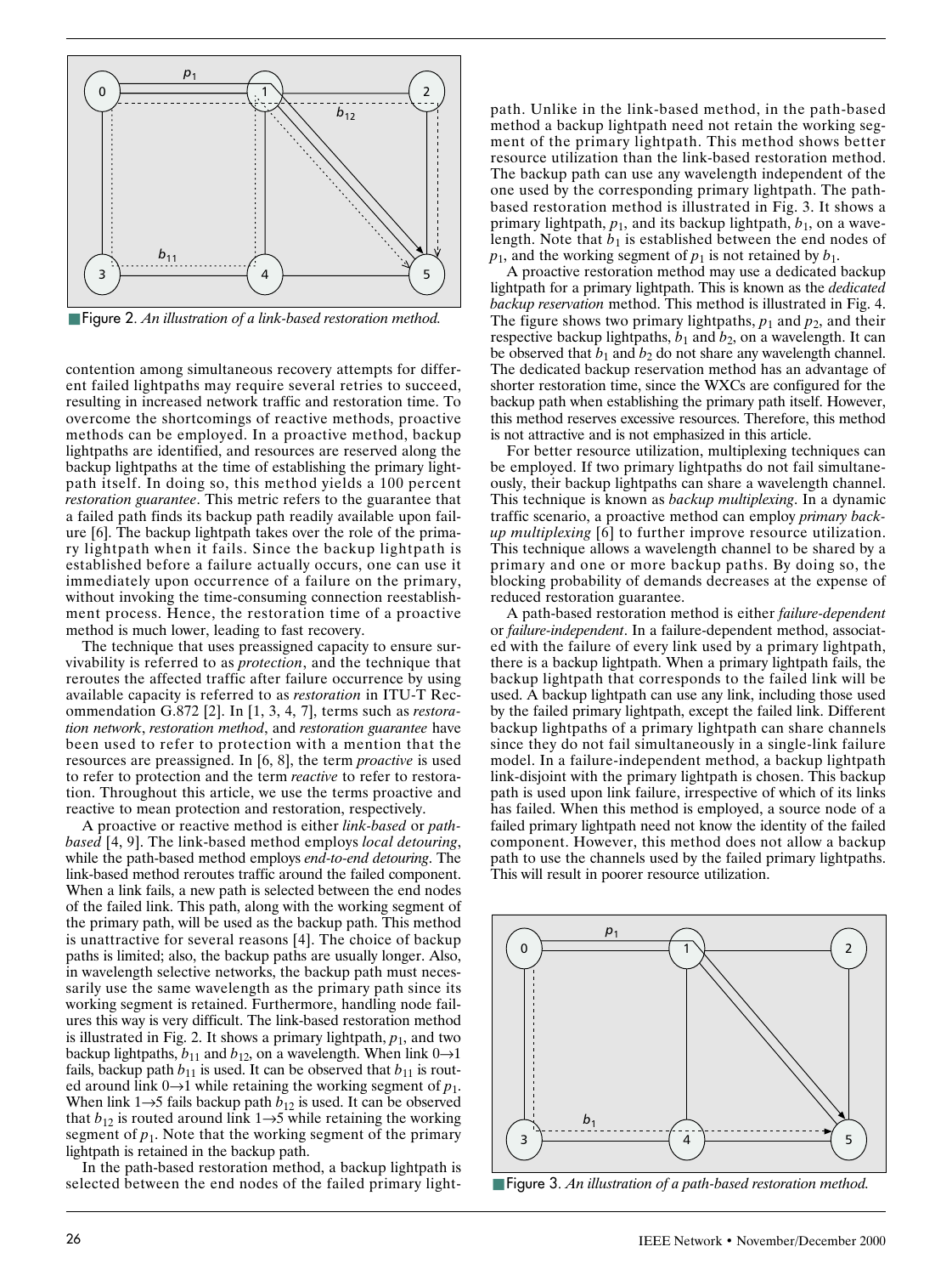Figure 2. *An illustration of a link-based restoration method.*

contention among simultaneous recovery attempts for different failed lightpaths may require several retries to succeed, resulting in increased network traffic and restoration time. To overcome the shortcomings of reactive methods, proactive methods can be employed. In a proactive method, backup lightpaths are identified, and resources are reserved along the backup lightpaths at the time of establishing the primary lightpath itself. In doing so, this method yields a 100 percent *restoration guarantee*. This metric refers to the guarantee that a failed path finds its backup path readily available upon failure [6]. The backup lightpath takes over the role of the primary lightpath when it fails. Since the backup lightpath is established before a failure actually occurs, one can use it immediately upon occurrence of a failure on the primary, without invoking the time-consuming connection reestablishment process. Hence, the restoration time of a proactive method is much lower, leading to fast recovery.

The technique that uses preassigned capacity to ensure survivability is referred to as *protection*, and the technique that reroutes the affected traffic after failure occurrence by using available capacity is referred to as *restoration* in ITU-T Recommendation G.872 [2]. In [1, 3, 4, 7], terms such as *restoration network*, *restoration method*, and *restoration guarantee* have been used to refer to protection with a mention that the resources are preassigned. In [6, 8], the term *proactive* is used to refer to protection and the term *reactive* to refer to restoration. Throughout this article, we use the terms proactive and reactive to mean protection and restoration, respectively.

A proactive or reactive method is either *link-based* or *path-based* [4, 9]. The link-based method employs *local detouring*, while the path-based method employs *end-to-end detouring*. The link-based method reroutes traffic around the failed component. When a link fails, a new path is selected between the end nodes of the failed link. This path, along with the working segment of the primary path, will be used as the backup path. This method is unattractive for several reasons [4]. The choice of backup paths is limited; also, the backup paths are usually longer. Also, in wavelength selective networks, the backup path must necessarily use the same wavelength as the primary path since its working segment is retained. Furthermore, handling node failures this way is very difficult. The link-based restoration method is illustrated in Fig. 2. It shows a primary lightpath, $p_1$, and two backup lightpaths, $b_{11}$ and $b_{12}$, on a wavelength. When link $0 \to 1$ fails, backup path $b_{11}$ is used. It can be observed that $b_{11}$ is routed around link $0 \to 1$ while retaining the working segment of $p_1$. When link $1 \to 5$ fails backup path $b_{12}$ is used. It can be observed that $b_{12}$ is routed around link $1 \to 5$ while retaining the working segment of $p_1$. Note that the working segment of the primary lightpath is retained in the backup path.

In the path-based restoration method, a backup lightpath is selected between the end nodes of the failed primary lightpath. Unlike in the link-based method, in the path-based method a backup lightpath need not retain the working segment of the primary lightpath. This method shows better resource utilization than the link-based restoration method. The backup path can use any wavelength independent of the one used by the corresponding primary lightpath. The path-based restoration method is illustrated in Fig. 3. It shows a primary lightpath, $p_1$, and its backup lightpath, $b_1$, on a wavelength. Note that $b_1$ is established between the end nodes of $p_1$, and the working segment of $p_1$ is not retained by $b_1$.

A proactive restoration method may use a dedicated backup lightpath for a primary lightpath. This is known as the *dedicated backup reservation* method. This method is illustrated in Fig. 4. The figure shows two primary lightpaths, $p_1$ and $p_2$, and their respective backup lightpaths, $b_1$ and $b_2$, on a wavelength. It can be observed that $b_1$ and $b_2$ do not share any wavelength channel. The dedicated backup reservation method has an advantage of shorter restoration time, since the WXCs are configured for the backup path when establishing the primary path itself. However, this method reserves excessive resources. Therefore, this method is not attractive and is not emphasized in this article.

For better resource utilization, multiplexing techniques can be employed. If two primary lightpaths do not fail simultaneously, their backup lightpaths can share a wavelength channel. This technique is known as *backup multiplexing*. In a dynamic traffic scenario, a proactive method can employ *primary backup multiplexing* [6] to further improve resource utilization. This technique allows a wavelength channel to be shared by a primary and one or more backup paths. By doing so, the blocking probability of demands decreases at the expense of reduced restoration guarantee.

A path-based restoration method is either *failure-dependent* or *failure-independent*. In a failure-dependent method, associated with the failure of every link used by a primary lightpath, there is a backup lightpath. When a primary lightpath fails, the backup lightpath that corresponds to the failed link will be used. A backup lightpath can use any link, including those used by the failed primary lightpath, except the failed link. Different backup lightpaths of a primary lightpath can share channels since they do not fail simultaneously in a single-link failure model. In a failure-independent method, a backup lightpath link-disjoint with the primary lightpath is chosen. This backup path is used upon link failure, irrespective of which of its links has failed. When this method is employed, a source node of a failed primary lightpath need not know the identity of the failed component. However, this method does not allow a backup path to use the channels used by the failed primary lightpaths. This will result in poorer resource utilization.

Figure 3. *An illustration of a path-based restoration method.*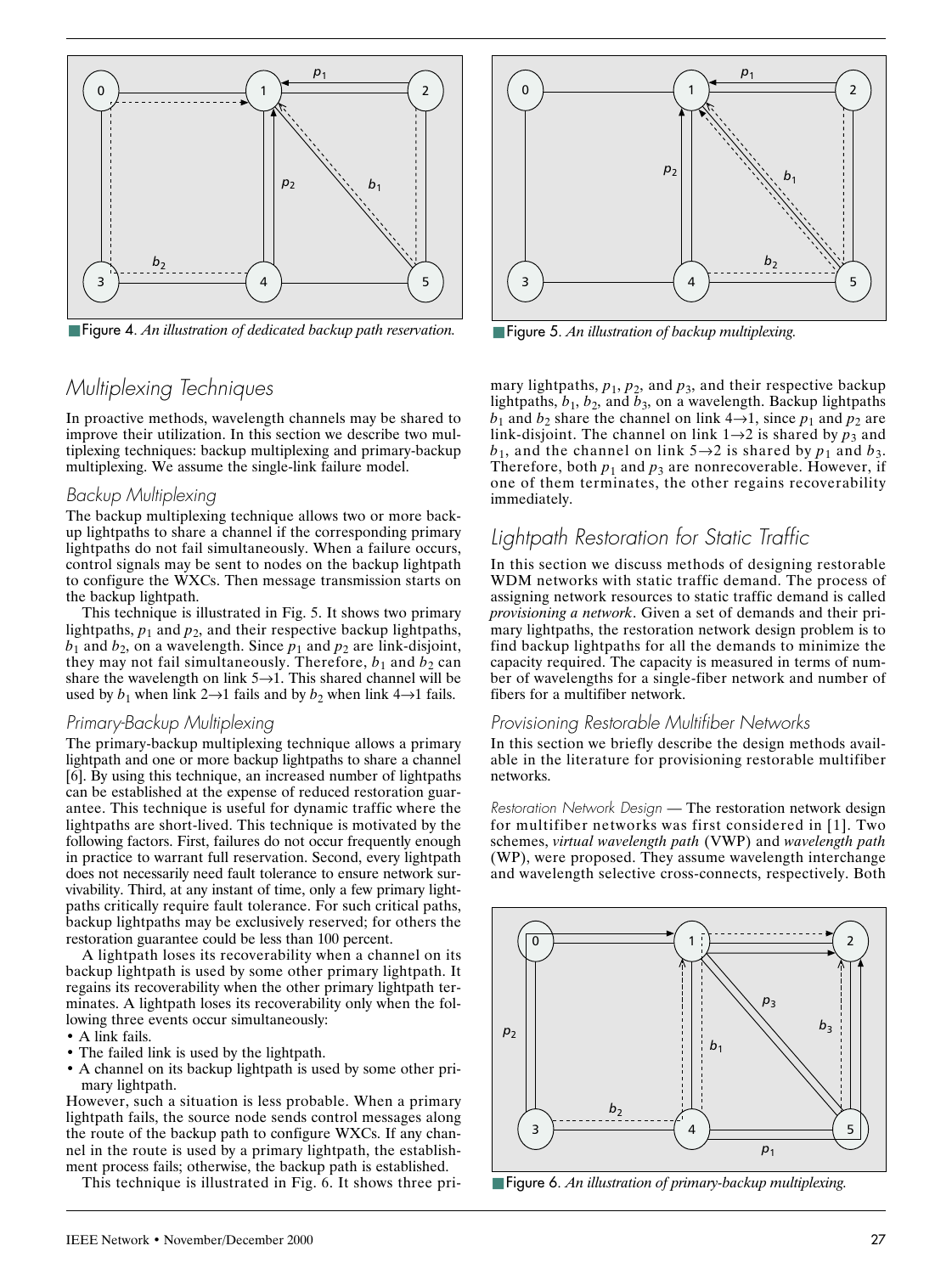Figure 4. *An illustration of dedicated backup path reservation.*

Figure 5. *An illustration of backup multiplexing.*

## Multiplexing Techniques

In proactive methods, wavelength channels may be shared to improve their utilization. In this section we describe two multiplexing techniques: backup multiplexing and primary-backup multiplexing. We assume the single-link failure model.

### Backup Multiplexing

The backup multiplexing technique allows two or more backup lightpaths to share a channel if the corresponding primary lightpaths do not fail simultaneously. When a failure occurs, control signals may be sent to nodes on the backup lightpath to configure the WXCs. Then message transmission starts on the backup lightpath.

This technique is illustrated in Fig. 5. It shows two primary lightpaths, $p_1$ and $p_2$, and their respective backup lightpaths, $b_1$ and $b_2$, on a wavelength. Since $p_1$ and $p_2$ are link-disjoint, they may not fail simultaneously. Therefore, $b_1$ and $b_2$ can share the wavelength on link $5 \rightarrow 1$. This shared channel will be used by $b_1$ when link $2 \rightarrow 1$ fails and by $b_2$ when link $4 \rightarrow 1$ fails.

### Primary-Backup Multiplexing

The primary-backup multiplexing technique allows a primary lightpath and one or more backup lightpaths to share a channel [6]. By using this technique, an increased number of lightpaths can be established at the expense of reduced restoration guarantee. This technique is useful for dynamic traffic where the lightpaths are short-lived. This technique is motivated by the following factors. First, failures do not occur frequently enough in practice to warrant full reservation. Second, every lightpath does not necessarily need fault tolerance to ensure network survivability. Third, at any instant of time, only a few primary lightpaths critically require fault tolerance. For such critical paths, backup lightpaths may be exclusively reserved; for others the restoration guarantee could be less than 100 percent.

A lightpath loses its recoverability when a channel on its backup lightpath is used by some other primary lightpath. It regains its recoverability when the other primary lightpath terminates. A lightpath loses its recoverability only when the following three events occur simultaneously:

- A link fails.
- The failed link is used by the lightpath.
- A channel on its backup lightpath is used by some other primary lightpath.

However, such a situation is less probable. When a primary lightpath fails, the source node sends control messages along the route of the backup path to configure WXCs. If any channel in the route is used by a primary lightpath, the establishment process fails; otherwise, the backup path is established.

This technique is illustrated in Fig. 6. It shows three primary lightpaths, $p_1$, $p_2$, and $p_3$, and their respective backup lightpaths, $b_1$, $b_2$, and $b_3$, on a wavelength. Backup lightpaths $b_1$ and $b_2$ share the channel on link $4 \rightarrow 1$, since $p_1$ and $p_2$ are link-disjoint. The channel on link $1 \rightarrow 2$ is shared by $p_3$ and $b_1$, and the channel on link $5 \rightarrow 2$ is shared by $p_1$ and $b_3$. Therefore, both $p_1$ and $p_3$ are nonrecoverable. However, if one of them terminates, the other regains recoverability immediately.

## Lightpath Restoration for Static Traffic

In this section we discuss methods of designing restorable WDM networks with static traffic demand. The process of assigning network resources to static traffic demand is called *provisioning a network*. Given a set of demands and their primary lightpaths, the restoration network design problem is to find backup lightpaths for all the demands to minimize the capacity required. The capacity is measured in terms of number of wavelengths for a single-fiber network and number of fibers for a multifiber network.

### Provisioning Restorable Multifiber Networks

In this section we briefly describe the design methods available in the literature for provisioning restorable multifiber networks.

*Restoration Network Design* — The restoration network design for multifiber networks was first considered in [1]. Two schemes, *virtual wavelength path* (VWP) and *wavelength path* (WP), were proposed. They assume wavelength interchange and wavelength selective cross-connects, respectively. Both

Figure 6. *An illustration of primary-backup multiplexing.*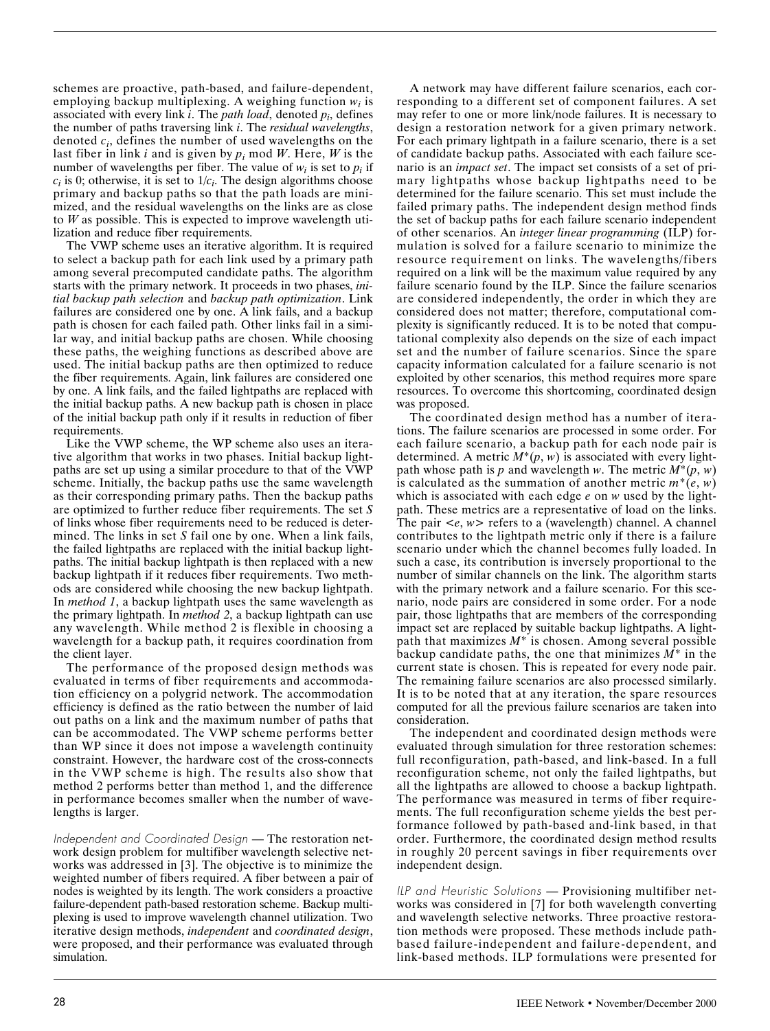schemes are proactive, path-based, and failure-dependent, employing backup multiplexing. A weighing function $w_i$ is associated with every link $i$. The *path load*, denoted $p_i$, defines the number of paths traversing link $i$. The *residual wavelengths*, denoted $c_i$, defines the number of used wavelengths on the last fiber in link $i$ and is given by $p_i$ mod $W$. Here, $W$ is the number of wavelengths per fiber. The value of $w_i$ is set to $p_i$ if $c_i$ is 0; otherwise, it is set to $1/c_i$. The design algorithms choose primary and backup paths so that the path loads are minimized, and the residual wavelengths on the links are as close to $W$ as possible. This is expected to improve wavelength utilization and reduce fiber requirements.

The VWP scheme uses an iterative algorithm. It is required to select a backup path for each link used by a primary path among several precomputed candidate paths. The algorithm starts with the primary network. It proceeds in two phases, *initial backup path selection* and *backup path optimization*. Link failures are considered one by one. A link fails, and a backup path is chosen for each failed path. Other links fail in a similar way, and initial backup paths are chosen. While choosing these paths, the weighing functions as described above are used. The initial backup paths are then optimized to reduce the fiber requirements. Again, link failures are considered one by one. A link fails, and the failed lightpaths are replaced with the initial backup paths. A new backup path is chosen in place of the initial backup path only if it results in reduction of fiber requirements.

Like the VWP scheme, the WP scheme also uses an iterative algorithm that works in two phases. Initial backup lightpaths are set up using a similar procedure to that of the VWP scheme. Initially, the backup paths use the same wavelength as their corresponding primary paths. Then the backup paths are optimized to further reduce fiber requirements. The set $S$ of links whose fiber requirements need to be reduced is determined. The links in set $S$ fail one by one. When a link fails, the failed lightpaths are replaced with the initial backup lightpaths. The initial backup lightpath is then replaced with a new backup lightpath if it reduces fiber requirements. Two methods are considered while choosing the new backup lightpath. In *method 1*, a backup lightpath uses the same wavelength as the primary lightpath. In *method 2*, a backup lightpath can use any wavelength. While method 2 is flexible in choosing a wavelength for a backup path, it requires coordination from the client layer.

The performance of the proposed design methods was evaluated in terms of fiber requirements and accommodation efficiency on a polygrid network. The accommodation efficiency is defined as the ratio between the number of laid out paths on a link and the maximum number of paths that can be accommodated. The VWP scheme performs better than WP since it does not impose a wavelength continuity constraint. However, the hardware cost of the cross-connects in the VWP scheme is high. The results also show that method 2 performs better than method 1, and the difference in performance becomes smaller when the number of wavelengths is larger.

*Independent and Coordinated Design* — The restoration network design problem for multifiber wavelength selective networks was addressed in [3]. The objective is to minimize the weighted number of fibers required. A fiber between a pair of nodes is weighted by its length. The work considers a proactive failure-dependent path-based restoration scheme. Backup multiplexing is used to improve wavelength channel utilization. Two iterative design methods, *independent* and *coordinated design*, were proposed, and their performance was evaluated through simulation.

A network may have different failure scenarios, each corresponding to a different set of component failures. A set may refer to one or more link/node failures. It is necessary to design a restoration network for a given primary network. For each primary lightpath in a failure scenario, there is a set of candidate backup paths. Associated with each failure scenario is an *impact set*. The impact set consists of a set of primary lightpaths whose backup lightpaths need to be determined for the failure scenario. This set must include the failed primary paths. The independent design method finds the set of backup paths for each failure scenario independent of other scenarios. An *integer linear programming* (ILP) formulation is solved for a failure scenario to minimize the resource requirement on links. The wavelengths/fibers required on a link will be the maximum value required by any failure scenario found by the ILP. Since the failure scenarios are considered independently, the order in which they are considered does not matter; therefore, computational complexity is significantly reduced. It is to be noted that computational complexity also depends on the size of each impact set and the number of failure scenarios. Since the spare capacity information calculated for a failure scenario is not exploited by other scenarios, this method requires more spare resources. To overcome this shortcoming, coordinated design was proposed.

The coordinated design method has a number of iterations. The failure scenarios are processed in some order. For each failure scenario, a backup path for each node pair is determined. A metric $M^*(p, w)$ is associated with every lightpath whose path is $p$ and wavelength $w$. The metric $M^*(p, w)$ is calculated as the summation of another metric $m^*(e, w)$ which is associated with each edge $e$ on $w$ used by the lightpath. These metrics are a representative of load on the links. The pair $<e, w>$ refers to a (wavelength) channel. A channel contributes to the lightpath metric only if there is a failure scenario under which the channel becomes fully loaded. In such a case, its contribution is inversely proportional to the number of similar channels on the link. The algorithm starts with the primary network and a failure scenario. For this scenario, node pairs are considered in some order. For a node pair, those lightpaths that are members of the corresponding impact set are replaced by suitable backup lightpaths. A lightpath that maximizes $M^*$ is chosen. Among several possible backup candidate paths, the one that minimizes $M^*$ in the current state is chosen. This is repeated for every node pair. The remaining failure scenarios are also processed similarly. It is to be noted that at any iteration, the spare resources computed for all the previous failure scenarios are taken into consideration.

The independent and coordinated design methods were evaluated through simulation for three restoration schemes: full reconfiguration, path-based, and link-based. In a full reconfiguration scheme, not only the failed lightpaths, but all the lightpaths are allowed to choose a backup lightpath. The performance was measured in terms of fiber requirements. The full reconfiguration scheme yields the best performance followed by path-based and-link based, in that order. Furthermore, the coordinated design method results in roughly 20 percent savings in fiber requirements over independent design.

*ILP and Heuristic Solutions* — Provisioning multifiber networks was considered in [7] for both wavelength converting and wavelength selective networks. Three proactive restoration methods were proposed. These methods include path-based failure-independent and failure-dependent, and link-based methods. ILP formulations were presented for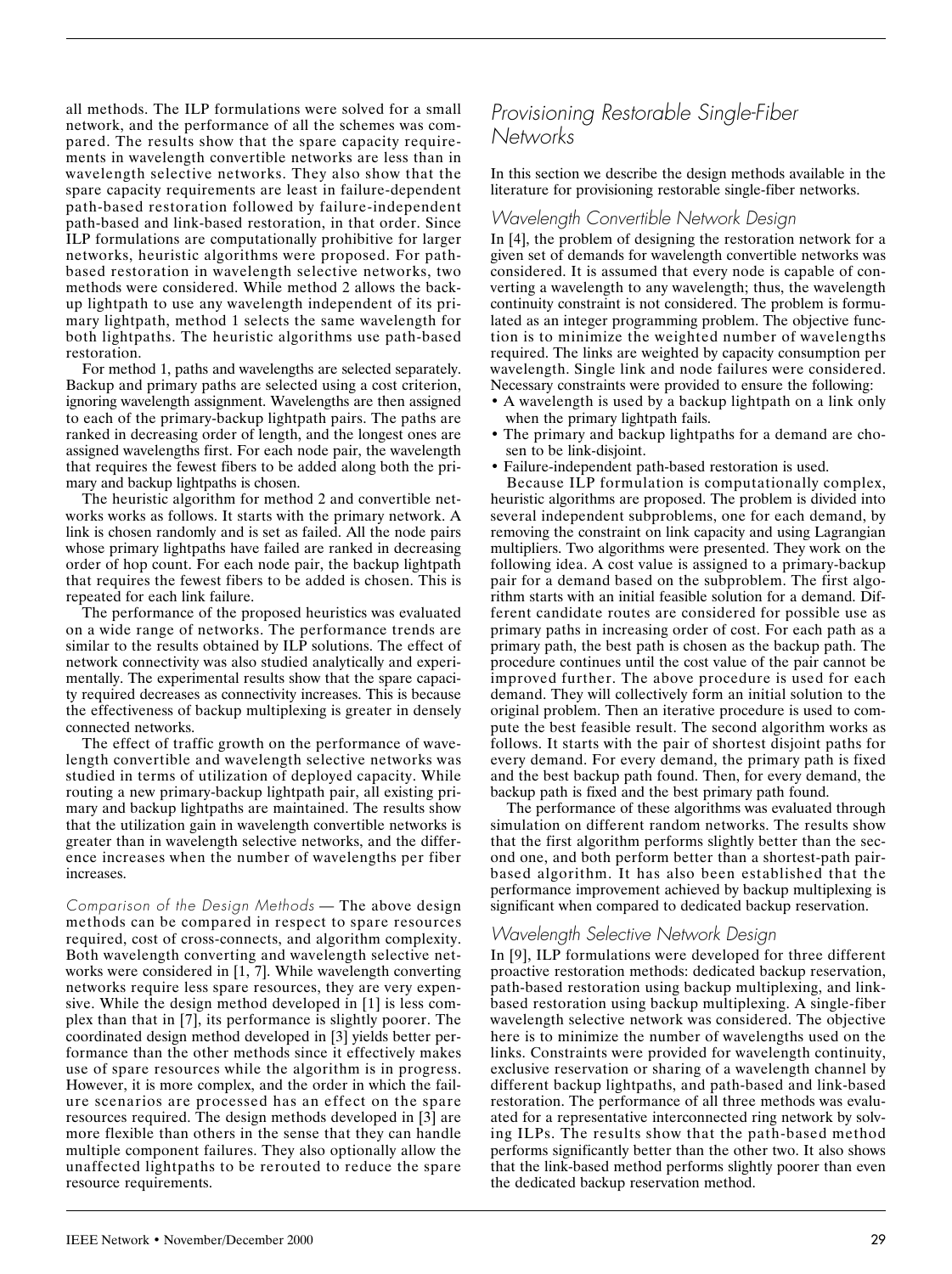all methods. The ILP formulations were solved for a small network, and the performance of all the schemes was compared. The results show that the spare capacity requirements in wavelength convertible networks are less than in wavelength selective networks. They also show that the spare capacity requirements are least in failure-dependent path-based restoration followed by failure-independent path-based and link-based restoration, in that order. Since ILP formulations are computationally prohibitive for larger networks, heuristic algorithms were proposed. For path-based restoration in wavelength selective networks, two methods were considered. While method 2 allows the backup lightpath to use any wavelength independent of its primary lightpath, method 1 selects the same wavelength for both lightpaths. The heuristic algorithms use path-based restoration.

For method 1, paths and wavelengths are selected separately. Backup and primary paths are selected using a cost criterion, ignoring wavelength assignment. Wavelengths are then assigned to each of the primary-backup lightpath pairs. The paths are ranked in decreasing order of length, and the longest ones are assigned wavelengths first. For each node pair, the wavelength that requires the fewest fibers to be added along both the primary and backup lightpaths is chosen.

The heuristic algorithm for method 2 and convertible networks works as follows. It starts with the primary network. A link is chosen randomly and is set as failed. All the node pairs whose primary lightpaths have failed are ranked in decreasing order of hop count. For each node pair, the backup lightpath that requires the fewest fibers to be added is chosen. This is repeated for each link failure.

The performance of the proposed heuristics was evaluated on a wide range of networks. The performance trends are similar to the results obtained by ILP solutions. The effect of network connectivity was also studied analytically and experimentally. The experimental results show that the spare capacity required decreases as connectivity increases. This is because the effectiveness of backup multiplexing is greater in densely connected networks.

The effect of traffic growth on the performance of wavelength convertible and wavelength selective networks was studied in terms of utilization of deployed capacity. While routing a new primary-backup lightpath pair, all existing primary and backup lightpaths are maintained. The results show that the utilization gain in wavelength convertible networks is greater than in wavelength selective networks, and the difference increases when the number of wavelengths per fiber increases.

*Comparison of the Design Methods* — The above design methods can be compared in respect to spare resources required, cost of cross-connects, and algorithm complexity. Both wavelength converting and wavelength selective networks were considered in [1, 7]. While wavelength converting networks require less spare resources, they are very expensive. While the design method developed in [1] is less complex than that in [7], its performance is slightly poorer. The coordinated design method developed in [3] yields better performance than the other methods since it effectively makes use of spare resources while the algorithm is in progress. However, it is more complex, and the order in which the failure scenarios are processed has an effect on the spare resources required. The design methods developed in [3] are more flexible than others in the sense that they can handle multiple component failures. They also optionally allow the unaffected lightpaths to be rerouted to reduce the spare resource requirements.

## Provisioning Restorable Single-Fiber Networks

In this section we describe the design methods available in the literature for provisioning restorable single-fiber networks.

### Wavelength Convertible Network Design

In [4], the problem of designing the restoration network for a given set of demands for wavelength convertible networks was considered. It is assumed that every node is capable of converting a wavelength to any wavelength; thus, the wavelength continuity constraint is not considered. The problem is formulated as an integer programming problem. The objective function is to minimize the weighted number of wavelengths required. The links are weighted by capacity consumption per wavelength. Single link and node failures were considered. Necessary constraints were provided to ensure the following:

- A wavelength is used by a backup lightpath on a link only when the primary lightpath fails.
- The primary and backup lightpaths for a demand are chosen to be link-disjoint.
- Failure-independent path-based restoration is used.

Because ILP formulation is computationally complex, heuristic algorithms are proposed. The problem is divided into several independent subproblems, one for each demand, by removing the constraint on link capacity and using Lagrangian multipliers. Two algorithms were presented. They work on the following idea. A cost value is assigned to a primary-backup pair for a demand based on the subproblem. The first algorithm starts with an initial feasible solution for a demand. Different candidate routes are considered for possible use as primary paths in increasing order of cost. For each path as a primary path, the best path is chosen as the backup path. The procedure continues until the cost value of the pair cannot be improved further. The above procedure is used for each demand. They will collectively form an initial solution to the original problem. Then an iterative procedure is used to compute the best feasible result. The second algorithm works as follows. It starts with the pair of shortest disjoint paths for every demand. For every demand, the primary path is fixed and the best backup path found. Then, for every demand, the backup path is fixed and the best primary path found.

The performance of these algorithms was evaluated through simulation on different random networks. The results show that the first algorithm performs slightly better than the second one, and both perform better than a shortest-path pair-based algorithm. It has also been established that the performance improvement achieved by backup multiplexing is significant when compared to dedicated backup reservation.

### Wavelength Selective Network Design

In [9], ILP formulations were developed for three different proactive restoration methods: dedicated backup reservation, path-based restoration using backup multiplexing, and link-based restoration using backup multiplexing. A single-fiber wavelength selective network was considered. The objective here is to minimize the number of wavelengths used on the links. Constraints were provided for wavelength continuity, exclusive reservation or sharing of a wavelength channel by different backup lightpaths, and path-based and link-based restoration. The performance of all three methods was evaluated for a representative interconnected ring network by solving ILPs. The results show that the path-based method performs significantly better than the other two. It also shows that the link-based method performs slightly poorer than even the dedicated backup reservation method.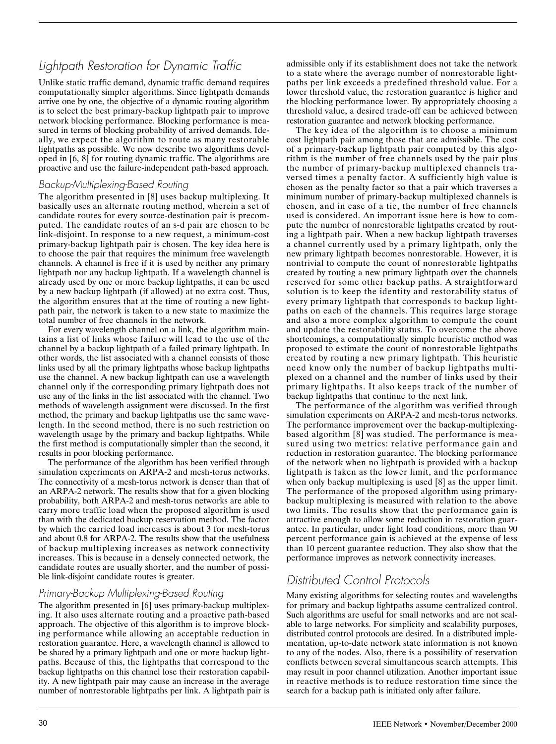## Lightpath Restoration for Dynamic Traffic

Unlike static traffic demand, dynamic traffic demand requires computationally simpler algorithms. Since lightpath demands arrive one by one, the objective of a dynamic routing algorithm is to select the best primary-backup lightpath pair to improve network blocking performance. Blocking performance is measured in terms of blocking probability of arrived demands. Ideally, we expect the algorithm to route as many restorable lightpaths as possible. We now describe two algorithms developed in [6, 8] for routing dynamic traffic. The algorithms are proactive and use the failure-independent path-based approach.

### Backup-Multiplexing-Based Routing

The algorithm presented in [8] uses backup multiplexing. It basically uses an alternate routing method, wherein a set of candidate routes for every source-destination pair is precomputed. The candidate routes of an s-d pair are chosen to be link-disjoint. In response to a new request, a minimum-cost primary-backup lightpath pair is chosen. The key idea here is to choose the pair that requires the minimum free wavelength channels. A channel is free if it is used by neither any primary lightpath nor any backup lightpath. If a wavelength channel is already used by one or more backup lightpaths, it can be used by a new backup lightpath (if allowed) at no extra cost. Thus, the algorithm ensures that at the time of routing a new lightpath pair, the network is taken to a new state to maximize the total number of free channels in the network.

For every wavelength channel on a link, the algorithm maintains a list of links whose failure will lead to the use of the channel by a backup lightpath of a failed primary lightpath. In other words, the list associated with a channel consists of those links used by all the primary lightpaths whose backup lightpaths use the channel. A new backup lightpath can use a wavelength channel only if the corresponding primary lightpath does not use any of the links in the list associated with the channel. Two methods of wavelength assignment were discussed. In the first method, the primary and backup lightpaths use the same wavelength. In the second method, there is no such restriction on wavelength usage by the primary and backup lightpaths. While the first method is computationally simpler than the second, it results in poor blocking performance.

The performance of the algorithm has been verified through simulation experiments on ARPA-2 and mesh-torus networks. The connectivity of a mesh-torus network is denser than that of an ARPA-2 network. The results show that for a given blocking probability, both ARPA-2 and mesh-torus networks are able to carry more traffic load when the proposed algorithm is used than with the dedicated backup reservation method. The factor by which the carried load increases is about 3 for mesh-torus and about 0.8 for ARPA-2. The results show that the usefulness of backup multiplexing increases as network connectivity increases. This is because in a densely connected network, the candidate routes are usually shorter, and the number of possible link-disjoint candidate routes is greater.

### Primary-Backup Multiplexing-Based Routing

The algorithm presented in [6] uses primary-backup multiplexing. It also uses alternate routing and a proactive path-based approach. The objective of this algorithm is to improve blocking performance while allowing an acceptable reduction in restoration guarantee. Here, a wavelength channel is allowed to be shared by a primary lightpath and one or more backup lightpaths. Because of this, the lightpaths that correspond to the backup lightpaths on this channel lose their restoration capability. A new lightpath pair may cause an increase in the average number of nonrestorable lightpaths per link. A lightpath pair is admissible only if its establishment does not take the network to a state where the average number of nonrestorable lightpaths per link exceeds a predefined threshold value. For a lower threshold value, the restoration guarantee is higher and the blocking performance lower. By appropriately choosing a threshold value, a desired trade-off can be achieved between restoration guarantee and network blocking performance.

The key idea of the algorithm is to choose a minimum cost lightpath pair among those that are admissible. The cost of a primary-backup lightpath pair computed by this algorithm is the number of free channels used by the pair plus the number of primary-backup multiplexed channels traversed times a penalty factor. A sufficiently high value is chosen as the penalty factor so that a pair which traverses a minimum number of primary-backup multiplexed channels is chosen, and in case of a tie, the number of free channels used is considered. An important issue here is how to compute the number of nonrestorable lightpaths created by routing a lightpath pair. When a new backup lightpath traverses a channel currently used by a primary lightpath, only the new primary lightpath becomes nonrestorable. However, it is nontrivial to compute the count of nonrestorable lightpaths created by routing a new primary lightpath over the channels reserved for some other backup paths. A straightforward solution is to keep the identity and restorability status of every primary lightpath that corresponds to backup lightpaths on each of the channels. This requires large storage and also a more complex algorithm to compute the count and update the restorability status. To overcome the above shortcomings, a computationally simple heuristic method was proposed to estimate the count of nonrestorable lightpaths created by routing a new primary lightpath. This heuristic need know only the number of backup lightpaths multiplexed on a channel and the number of links used by their primary lightpaths. It also keeps track of the number of backup lightpaths that continue to the next link.

The performance of the algorithm was verified through simulation experiments on ARPA-2 and mesh-torus networks. The performance improvement over the backup-multiplexing-based algorithm [8] was studied. The performance is measured using two metrics: relative performance gain and reduction in restoration guarantee. The blocking performance of the network when no lightpath is provided with a backup lightpath is taken as the lower limit, and the performance when only backup multiplexing is used [8] as the upper limit. The performance of the proposed algorithm using primary-backup multiplexing is measured with relation to the above two limits. The results show that the performance gain is attractive enough to allow some reduction in restoration guarantee. In particular, under light load conditions, more than 90 percent performance gain is achieved at the expense of less than 10 percent guarantee reduction. They also show that the performance improves as network connectivity increases.

## Distributed Control Protocols

Many existing algorithms for selecting routes and wavelengths for primary and backup lightpaths assume centralized control. Such algorithms are useful for small networks and are not scalable to large networks. For simplicity and scalability purposes, distributed control protocols are desired. In a distributed implementation, up-to-date network state information is not known to any of the nodes. Also, there is a possibility of reservation conflicts between several simultaneous search attempts. This may result in poor channel utilization. Another important issue in reactive methods is to reduce restoration time since the search for a backup path is initiated only after failure.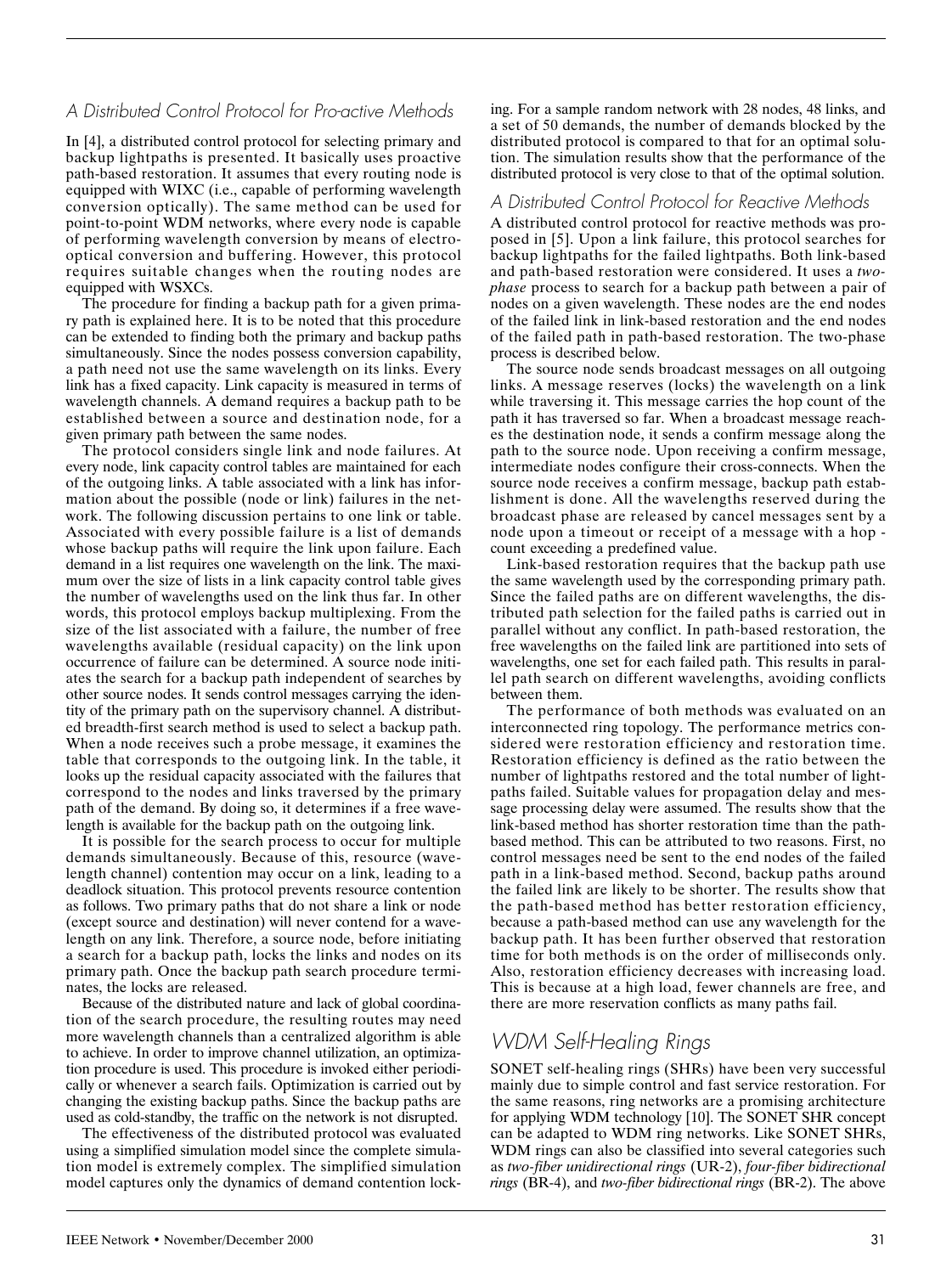### A Distributed Control Protocol for Pro-active Methods

In [4], a distributed control protocol for selecting primary and backup lightpaths is presented. It basically uses proactive path-based restoration. It assumes that every routing node is equipped with WIXC (i.e., capable of performing wavelength conversion optically). The same method can be used for point-to-point WDM networks, where every node is capable of performing wavelength conversion by means of electro-optical conversion and buffering. However, this protocol requires suitable changes when the routing nodes are equipped with WSXCs.

The procedure for finding a backup path for a given primary path is explained here. It is to be noted that this procedure can be extended to finding both the primary and backup paths simultaneously. Since the nodes possess conversion capability, a path need not use the same wavelength on its links. Every link has a fixed capacity. Link capacity is measured in terms of wavelength channels. A demand requires a backup path to be established between a source and destination node, for a given primary path between the same nodes.

The protocol considers single link and node failures. At every node, link capacity control tables are maintained for each of the outgoing links. A table associated with a link has information about the possible (node or link) failures in the network. The following discussion pertains to one link or table. Associated with every possible failure is a list of demands whose backup paths will require the link upon failure. Each demand in a list requires one wavelength on the link. The maximum over the size of lists in a link capacity control table gives the number of wavelengths used on the link thus far. In other words, this protocol employs backup multiplexing. From the size of the list associated with a failure, the number of free wavelengths available (residual capacity) on the link upon occurrence of failure can be determined. A source node initiates the search for a backup path independent of searches by other source nodes. It sends control messages carrying the identity of the primary path on the supervisory channel. A distributed breadth-first search method is used to select a backup path. When a node receives such a probe message, it examines the table that corresponds to the outgoing link. In the table, it looks up the residual capacity associated with the failures that correspond to the nodes and links traversed by the primary path of the demand. By doing so, it determines if a free wavelength is available for the backup path on the outgoing link.

It is possible for the search process to occur for multiple demands simultaneously. Because of this, resource (wavelength channel) contention may occur on a link, leading to a deadlock situation. This protocol prevents resource contention as follows. Two primary paths that do not share a link or node (except source and destination) will never contend for a wavelength on any link. Therefore, a source node, before initiating a search for a backup path, locks the links and nodes on its primary path. Once the backup path search procedure terminates, the locks are released.

Because of the distributed nature and lack of global coordination of the search procedure, the resulting routes may need more wavelength channels than a centralized algorithm is able to achieve. In order to improve channel utilization, an optimization procedure is used. This procedure is invoked either periodically or whenever a search fails. Optimization is carried out by changing the existing backup paths. Since the backup paths are used as cold-standby, the traffic on the network is not disrupted.

The effectiveness of the distributed protocol was evaluated using a simplified simulation model since the complete simulation model is extremely complex. The simplified simulation model captures only the dynamics of demand contention locking. For a sample random network with 28 nodes, 48 links, and a set of 50 demands, the number of demands blocked by the distributed protocol is compared to that for an optimal solution. The simulation results show that the performance of the distributed protocol is very close to that of the optimal solution.

### A Distributed Control Protocol for Reactive Methods

A distributed control protocol for reactive methods was proposed in [5]. Upon a link failure, this protocol searches for backup lightpaths for the failed lightpaths. Both link-based and path-based restoration were considered. It uses a *two-phase* process to search for a backup path between a pair of nodes on a given wavelength. These nodes are the end nodes of the failed link in link-based restoration and the end nodes of the failed path in path-based restoration. The two-phase process is described below.

The source node sends broadcast messages on all outgoing links. A message reserves (locks) the wavelength on a link while traversing it. This message carries the hop count of the path it has traversed so far. When a broadcast message reaches the destination node, it sends a confirm message along the path to the source node. Upon receiving a confirm message, intermediate nodes configure their cross-connects. When the source node receives a confirm message, backup path establishment is done. All the wavelengths reserved during the broadcast phase are released by cancel messages sent by a node upon a timeout or receipt of a message with a hop - count exceeding a predefined value.

Link-based restoration requires that the backup path use the same wavelength used by the corresponding primary path. Since the failed paths are on different wavelengths, the distributed path selection for the failed paths is carried out in parallel without any conflict. In path-based restoration, the free wavelengths on the failed link are partitioned into sets of wavelengths, one set for each failed path. This results in parallel path search on different wavelengths, avoiding conflicts between them.

The performance of both methods was evaluated on an interconnected ring topology. The performance metrics considered were restoration efficiency and restoration time. Restoration efficiency is defined as the ratio between the number of lightpaths restored and the total number of lightpaths failed. Suitable values for propagation delay and message processing delay were assumed. The results show that the link-based method has shorter restoration time than the path-based method. This can be attributed to two reasons. First, no control messages need be sent to the end nodes of the failed path in a link-based method. Second, backup paths around the failed link are likely to be shorter. The results show that the path-based method has better restoration efficiency, because a path-based method can use any wavelength for the backup path. It has been further observed that restoration time for both methods is on the order of milliseconds only. Also, restoration efficiency decreases with increasing load. This is because at a high load, fewer channels are free, and there are more reservation conflicts as many paths fail.

## WDM Self-Healing Rings

SONET self-healing rings (SHRs) have been very successful mainly due to simple control and fast service restoration. For the same reasons, ring networks are a promising architecture for applying WDM technology [10]. The SONET SHR concept can be adapted to WDM ring networks. Like SONET SHRs, WDM rings can also be classified into several categories such as *two-fiber unidirectional rings* (UR-2), *four-fiber bidirectional rings* (BR-4), and *two-fiber bidirectional rings* (BR-2). The above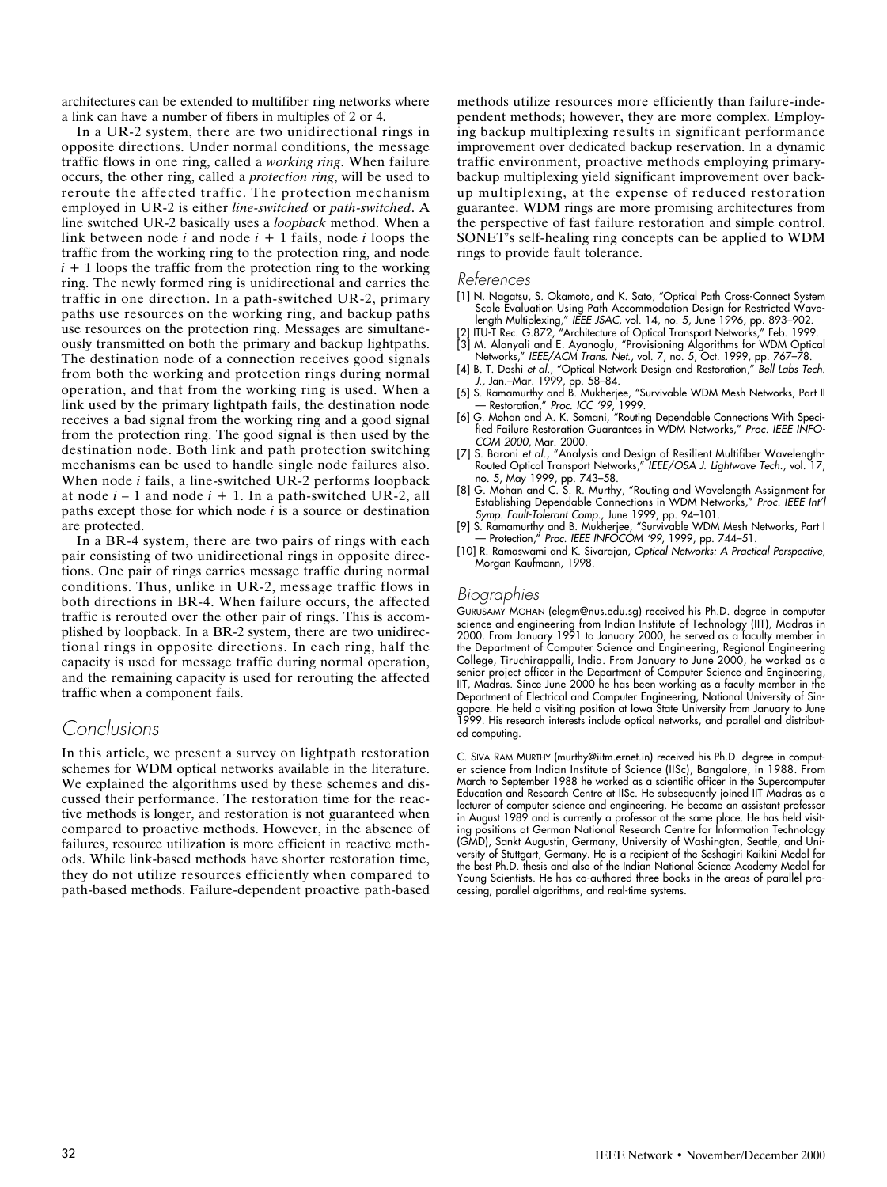architectures can be extended to multifiber ring networks where a link can have a number of fibers in multiples of 2 or 4.

In a UR-2 system, there are two unidirectional rings in opposite directions. Under normal conditions, the message traffic flows in one ring, called a *working ring*. When failure occurs, the other ring, called a *protection ring*, will be used to reroute the affected traffic. The protection mechanism employed in UR-2 is either *line-switched* or *path-switched*. A line switched UR-2 basically uses a *loopback* method. When a link between node $i$ and node $i + 1$ fails, node $i$ loops the traffic from the working ring to the protection ring, and node $i + 1$ loops the traffic from the protection ring to the working ring. The newly formed ring is unidirectional and carries the traffic in one direction. In a path-switched UR-2, primary paths use resources on the working ring, and backup paths use resources on the protection ring. Messages are simultaneously transmitted on both the primary and backup lightpaths. The destination node of a connection receives good signals from both the working and protection rings during normal operation, and that from the working ring is used. When a link used by the primary lightpath fails, the destination node receives a bad signal from the working ring and a good signal from the protection ring. The good signal is then used by the destination node. Both link and path protection switching mechanisms can be used to handle single node failures also. When node $i$ fails, a line-switched UR-2 performs loopback at node $i - 1$ and node $i + 1$. In a path-switched UR-2, all paths except those for which node $i$ is a source or destination are protected.

In a BR-4 system, there are two pairs of rings with each pair consisting of two unidirectional rings in opposite directions. One pair of rings carries message traffic during normal conditions. Thus, unlike in UR-2, message traffic flows in both directions in BR-4. When failure occurs, the affected traffic is rerouted over the other pair of rings. This is accomplished by loopback. In a BR-2 system, there are two unidirectional rings in opposite directions. In each ring, half the capacity is used for message traffic during normal operation, and the remaining capacity is used for rerouting the affected traffic when a component fails.

## Conclusions

In this article, we present a survey on lightpath restoration schemes for WDM optical networks available in the literature. We explained the algorithms used by these schemes and discussed their performance. The restoration time for the reactive methods is longer, and restoration is not guaranteed when compared to proactive methods. However, in the absence of failures, resource utilization is more efficient in reactive methods. While link-based methods have shorter restoration time, they do not utilize resources efficiently when compared to path-based methods. Failure-dependent proactive path-based methods utilize resources more efficiently than failure-independent methods; however, they are more complex. Employing backup multiplexing results in significant performance improvement over dedicated backup reservation. In a dynamic traffic environment, proactive methods employing primary-backup multiplexing yield significant improvement over backup multiplexing, at the expense of reduced restoration guarantee. WDM rings are more promising architectures from the perspective of fast failure restoration and simple control. SONET's self-healing ring concepts can be applied to WDM rings to provide fault tolerance.

## References

[1] N. Nagatsu, S. Okamoto, and K. Sato, "Optical Path Cross-Connect System Scale Evaluation Using Path Accommodation Design for Restricted Wavelength Multiplexing," *IEEE JSAC*, vol. 14, no. 5, June 1996, pp. 893–902.

[2] ITU-T Rec. G.872, "Architecture of Optical Transport Networks," Feb. 1999.

[3] M. Alanyali and E. Ayanoglu, "Provisioning Algorithms for WDM Optical Networks," *IEEE/ACM Trans. Net.*, vol. 7, no. 5, Oct. 1999, pp. 767–78.

[4] B. T. Doshi *et al.*, "Optical Network Design and Restoration," *Bell Labs Tech. J.*, Jan.–Mar. 1999, pp. 58–84.

[5] S. Ramamurthy and B. Mukherjee, "Survivable WDM Mesh Networks, Part II — Restoration," *Proc. ICC '99*, 1999.

[6] G. Mohan and A. K. Somani, "Routing Dependable Connections With Specified Failure Restoration Guarantees in WDM Networks," *Proc. IEEE INFOCOM 2000*, Mar. 2000.

[7] S. Baroni *et al.*, "Analysis and Design of Resilient Multifiber Wavelength-Routed Optical Transport Networks," *IEEE/OSA J. Lightwave Tech.*, vol. 17, no. 5, May 1999, pp. 743–58.

[8] G. Mohan and C. S. R. Murthy, "Routing and Wavelength Assignment for Establishing Dependable Connections in WDM Networks," *Proc. IEEE Int'l Symp. Fault-Tolerant Comp.*, June 1999, pp. 94–101.

[9] S. Ramamurthy and B. Mukherjee, "Survivable WDM Mesh Networks, Part I — Protection," *Proc. IEEE INFOCOM '99*, 1999, pp. 744–51.

[10] R. Ramaswami and K. Sivarajan, *Optical Networks: A Practical Perspective*, Morgan Kaufmann, 1998.

## Biographies

GURUSAMY MOHAN (elegm@nus.edu.sg) received his Ph.D. degree in computer science and engineering from Indian Institute of Technology (IIT), Madras in 2000. From January 1991 to January 2000, he served as a faculty member in the Department of Computer Science and Engineering, Regional Engineering College, Tiruchirappalli, India. From January to June 2000, he worked as a senior project officer in the Department of Computer Science and Engineering, IIT, Madras. Since June 2000 he has been working as a faculty member in the Department of Electrical and Computer Engineering, National University of Singapore. He held a visiting position at Iowa State University from January to June 1999. His research interests include optical networks, and parallel and distributed computing.

C. SIVA RAM MURTHY (murthy@iitm.ernet.in) received his Ph.D. degree in computer science from Indian Institute of Science (IISc), Bangalore, in 1988. From March to September 1988 he worked as a scientific officer in the Supercomputer Education and Research Centre at IISc. He subsequently joined IIT Madras as a lecturer of computer science and engineering. He became an assistant professor in August 1989 and is currently a professor at the same place. He has held visiting positions at German National Research Centre for Information Technology (GMD), Sankt Augustin, Germany, University of Washington, Seattle, and University of Stuttgart, Germany. He is a recipient of the Seshagiri Kaikini Medal for the best Ph.D. thesis and also of the Indian National Science Academy Medal for Young Scientists. He has co-authored three books in the areas of parallel processing, parallel algorithms, and real-time systems.